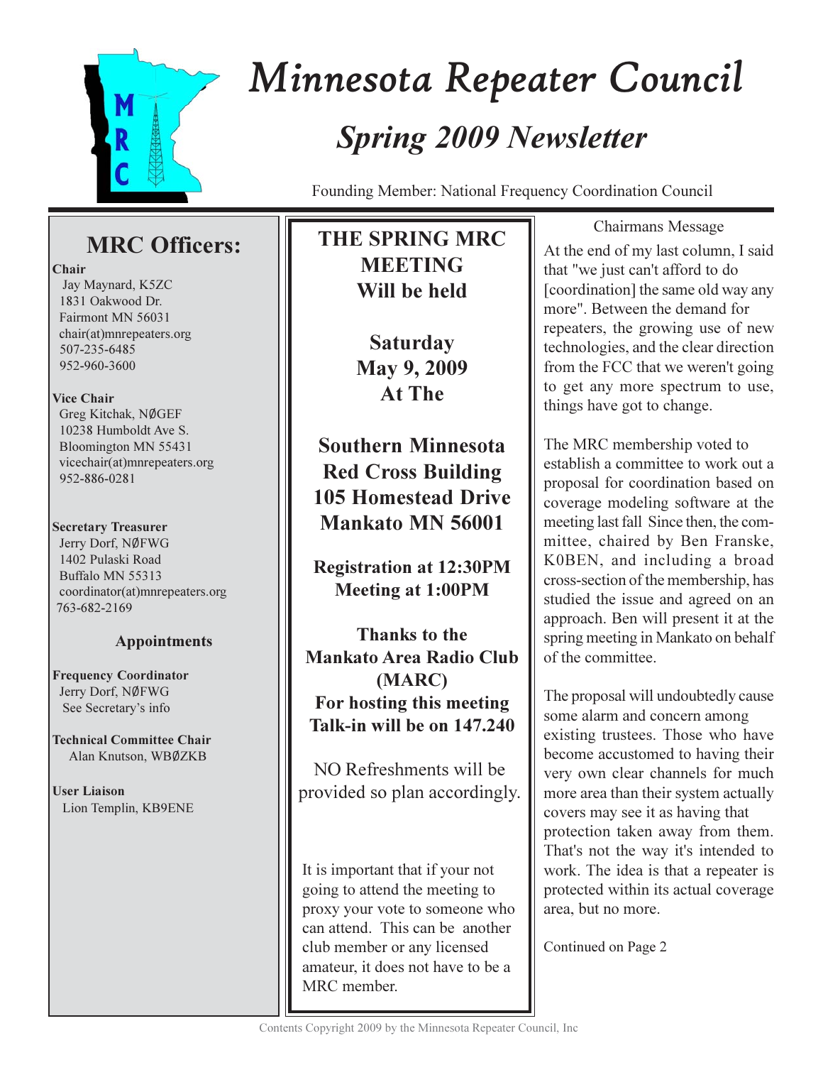# Minnesota Repeater Council

## *Spring 2009 Newsletter*

Founding Member: National Frequency Coordination Council

## MRC Officers:

**Chair**
Jay Maynard, K5ZC
1831 Oakwood Dr.
Fairmont MN 56031
chair(at)mnrepeaters.org
507-235-6485
952-960-3600

**Vice Chair**
Greg Kitchak, NØGEF
10238 Humboldt Ave S.
Bloomington MN 55431
vicechair(at)mnrepeaters.org
952-886-0281

**Secretary Treasurer**
Jerry Dorf, NØFWG
1402 Pulaski Road
Buffalo MN 55313
coordinator(at)mnrepeaters.org
763-682-2169

### Appointments

**Frequency Coordinator**
Jerry Dorf, NØFWG
See Secretary's info

**Technical Committee Chair**
Alan Knutson, WBØZKB

**User Liaison**
Lion Templin, KB9ENE

---

**THE SPRING MRC MEETING Will be held**

**Saturday May 9, 2009 At The**

**Southern Minnesota Red Cross Building 105 Homestead Drive Mankato MN 56001**

**Registration at 12:30PM**
**Meeting at 1:00PM**

**Thanks to the Mankato Area Radio Club (MARC) For hosting this meeting**
**Talk-in will be on 147.240**

NO Refreshments will be provided so plan accordingly.

It is important that if your not going to attend the meeting to proxy your vote to someone who can attend. This can be another club member or any licensed amateur, it does not have to be a MRC member.

---

Chairmans Message

At the end of my last column, I said that "we just can't afford to do [coordination] the same old way any more". Between the demand for repeaters, the growing use of new technologies, and the clear direction from the FCC that we weren't going to get any more spectrum to use, things have got to change.

The MRC membership voted to establish a committee to work out a proposal for coordination based on coverage modeling software at the meeting last fall Since then, the committee, chaired by Ben Franske, K0BEN, and including a broad cross-section of the membership, has studied the issue and agreed on an approach. Ben will present it at the spring meeting in Mankato on behalf of the committee.

The proposal will undoubtedly cause some alarm and concern among existing trustees. Those who have become accustomed to having their very own clear channels for much more area than their system actually covers may see it as having that protection taken away from them. That's not the way it's intended to work. The idea is that a repeater is protected within its actual coverage area, but no more.

Continued on Page 2

Contents Copyright 2009 by the Minnesota Repeater Council, Inc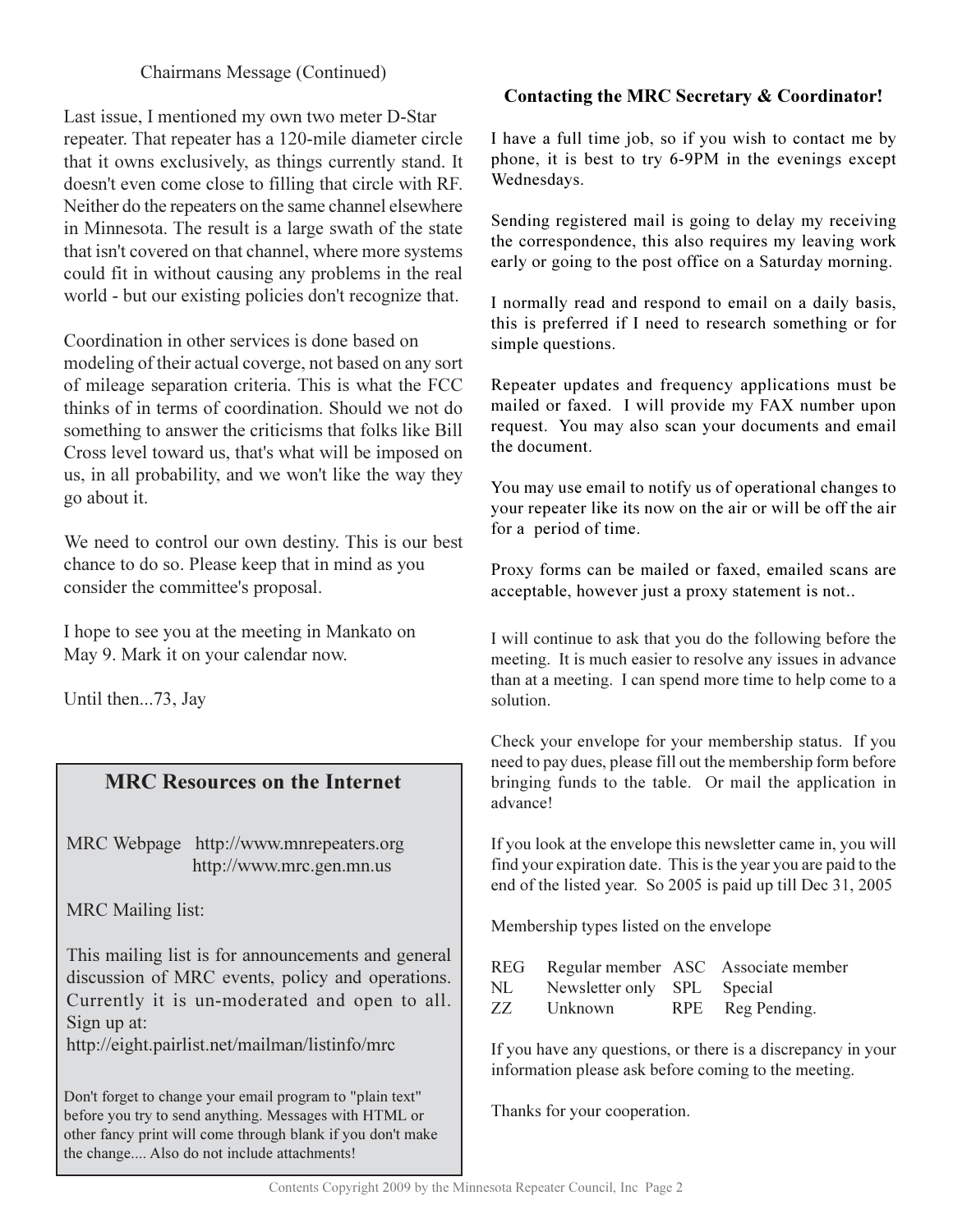Chairmans Message (Continued)

Last issue, I mentioned my own two meter D-Star repeater. That repeater has a 120-mile diameter circle that it owns exclusively, as things currently stand. It doesn't even come close to filling that circle with RF. Neither do the repeaters on the same channel elsewhere in Minnesota. The result is a large swath of the state that isn't covered on that channel, where more systems could fit in without causing any problems in the real world - but our existing policies don't recognize that.

Coordination in other services is done based on modeling of their actual coverge, not based on any sort of mileage separation criteria. This is what the FCC thinks of in terms of coordination. Should we not do something to answer the criticisms that folks like Bill Cross level toward us, that's what will be imposed on us, in all probability, and we won't like the way they go about it.

We need to control our own destiny. This is our best chance to do so. Please keep that in mind as you consider the committee's proposal.

I hope to see you at the meeting in Mankato on May 9. Mark it on your calendar now.

Until then...73, Jay

## MRC Resources on the Internet

MRC Webpage http://www.mnrepeaters.org
http://www.mrc.gen.mn.us

MRC Mailing list:

This mailing list is for announcements and general discussion of MRC events, policy and operations. Currently it is un-moderated and open to all. Sign up at:
http://eight.pairlist.net/mailman/listinfo/mrc

Don't forget to change your email program to "plain text" before you try to send anything. Messages with HTML or other fancy print will come through blank if you don't make the change.... Also do not include attachments!

**Contacting the MRC Secretary & Coordinator!**

I have a full time job, so if you wish to contact me by phone, it is best to try 6-9PM in the evenings except Wednesdays.

Sending registered mail is going to delay my receiving the correspondence, this also requires my leaving work early or going to the post office on a Saturday morning.

I normally read and respond to email on a daily basis, this is preferred if I need to research something or for simple questions.

Repeater updates and frequency applications must be mailed or faxed. I will provide my FAX number upon request. You may also scan your documents and email the document.

You may use email to notify us of operational changes to your repeater like its now on the air or will be off the air for a period of time.

Proxy forms can be mailed or faxed, emailed scans are acceptable, however just a proxy statement is not..

I will continue to ask that you do the following before the meeting. It is much easier to resolve any issues in advance than at a meeting. I can spend more time to help come to a solution.

Check your envelope for your membership status. If you need to pay dues, please fill out the membership form before bringing funds to the table. Or mail the application in advance!

If you look at the envelope this newsletter came in, you will find your expiration date. This is the year you are paid to the end of the listed year. So 2005 is paid up till Dec 31, 2005

Membership types listed on the envelope

| | | | |
|---|---|---|---|
| REG | Regular member | ASC | Associate member |
| NL | Newsletter only | SPL | Special |
| ZZ | Unknown | RPE | Reg Pending. |

If you have any questions, or there is a discrepancy in your information please ask before coming to the meeting.

Thanks for your cooperation.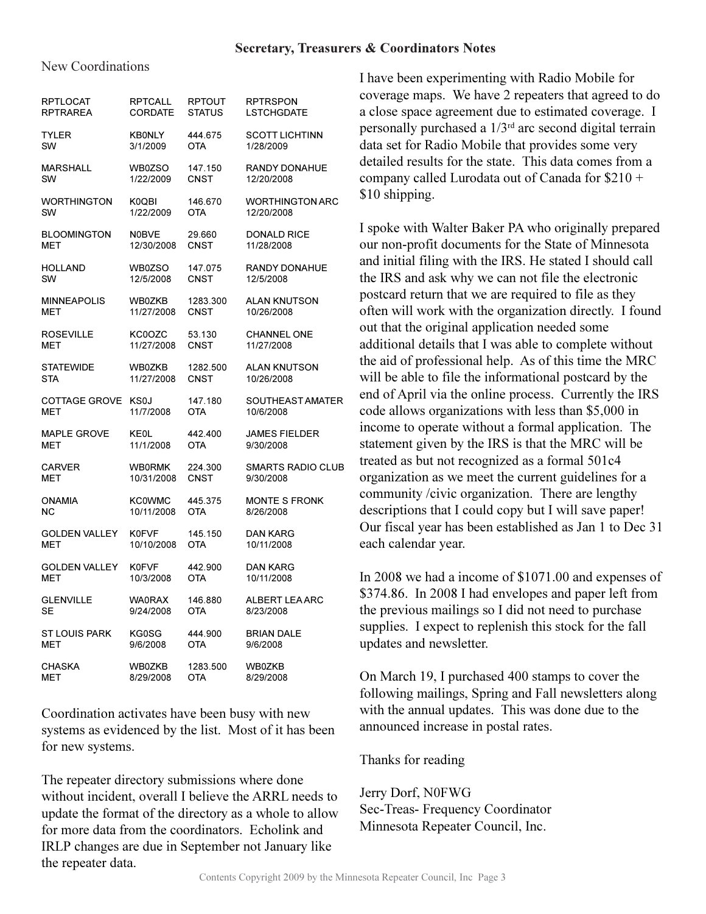## Secretary, Treasurers & Coordinators Notes

New Coordinations

| RPTLOCAT<br>RPTRAREA | RPTCALL<br>CORDATE | RPTOUT<br>STATUS | RPTRSPON<br>LSTCHGDATE |
|---|---|---|---|
| TYLER<br>SW | KB0NLY<br>3/1/2009 | 444.675<br>OTA | SCOTT LICHTINN<br>1/28/2009 |
| MARSHALL<br>SW | WB0ZSO<br>1/22/2009 | 147.150<br>CNST | RANDY DONAHUE<br>12/20/2008 |
| WORTHINGTON<br>SW | K0QBI<br>1/22/2009 | 146.670<br>OTA | WORTHINGTON ARC<br>12/20/2008 |
| BLOOMINGTON<br>MET | N0BVE<br>12/30/2008 | 29.660<br>CNST | DONALD RICE<br>11/28/2008 |
| HOLLAND<br>SW | WB0ZSO<br>12/5/2008 | 147.075<br>CNST | RANDY DONAHUE<br>12/5/2008 |
| MINNEAPOLIS<br>MET | WB0ZKB<br>11/27/2008 | 1283.300<br>CNST | ALAN KNUTSON<br>10/26/2008 |
| ROSEVILLE<br>MET | KC0OZC<br>11/27/2008 | 53.130<br>CNST | CHANNEL ONE<br>11/27/2008 |
| STATEWIDE<br>STA | WB0ZKB<br>11/27/2008 | 1282.500<br>CNST | ALAN KNUTSON<br>10/26/2008 |
| COTTAGE GROVE<br>MET | KS0J<br>11/7/2008 | 147.180<br>OTA | SOUTHEAST AMATER<br>10/6/2008 |
| MAPLE GROVE<br>MET | KE0L<br>11/1/2008 | 442.400<br>OTA | JAMES FIELDER<br>9/30/2008 |
| CARVER<br>MET | WB0RMK<br>10/31/2008 | 224.300<br>CNST | SMARTS RADIO CLUB<br>9/30/2008 |
| ONAMIA<br>NC | KC0WMC<br>10/11/2008 | 445.375<br>OTA | MONTE S FRONK<br>8/26/2008 |
| GOLDEN VALLEY<br>MET | K0FVF<br>10/10/2008 | 145.150<br>OTA | DAN KARG<br>10/11/2008 |
| GOLDEN VALLEY<br>MET | K0FVF<br>10/3/2008 | 442.900<br>OTA | DAN KARG<br>10/11/2008 |
| GLENVILLE<br>SE | WA0RAX<br>9/24/2008 | 146.880<br>OTA | ALBERT LEA ARC<br>8/23/2008 |
| ST LOUIS PARK<br>MET | KG0SG<br>9/6/2008 | 444.900<br>OTA | BRIAN DALE<br>9/6/2008 |
| CHASKA<br>MET | WB0ZKB<br>8/29/2008 | 1283.500<br>OTA | WB0ZKB<br>8/29/2008 |

Coordination activates have been busy with new systems as evidenced by the list. Most of it has been for new systems.

The repeater directory submissions where done without incident, overall I believe the ARRL needs to update the format of the directory as a whole to allow for more data from the coordinators. Echolink and IRLP changes are due in September not January like the repeater data.

I have been experimenting with Radio Mobile for coverage maps. We have 2 repeaters that agreed to do a close space agreement due to estimated coverage. I personally purchased a 1/3rd arc second digital terrain data set for Radio Mobile that provides some very detailed results for the state. This data comes from a company called Lurodata out of Canada for $210 + $10 shipping.

I spoke with Walter Baker PA who originally prepared our non-profit documents for the State of Minnesota and initial filing with the IRS. He stated I should call the IRS and ask why we can not file the electronic postcard return that we are required to file as they often will work with the organization directly. I found out that the original application needed some additional details that I was able to complete without the aid of professional help. As of this time the MRC will be able to file the informational postcard by the end of April via the online process. Currently the IRS code allows organizations with less than $5,000 in income to operate without a formal application. The statement given by the IRS is that the MRC will be treated as but not recognized as a formal 501c4 organization as we meet the current guidelines for a community /civic organization. There are lengthy descriptions that I could copy but I will save paper! Our fiscal year has been established as Jan 1 to Dec 31 each calendar year.

In 2008 we had a income of $1071.00 and expenses of $374.86. In 2008 I had envelopes and paper left from the previous mailings so I did not need to purchase supplies. I expect to replenish this stock for the fall updates and newsletter.

On March 19, I purchased 400 stamps to cover the following mailings, Spring and Fall newsletters along with the annual updates. This was done due to the announced increase in postal rates.

Thanks for reading

Jerry Dorf, N0FWG
Sec-Treas- Frequency Coordinator
Minnesota Repeater Council, Inc.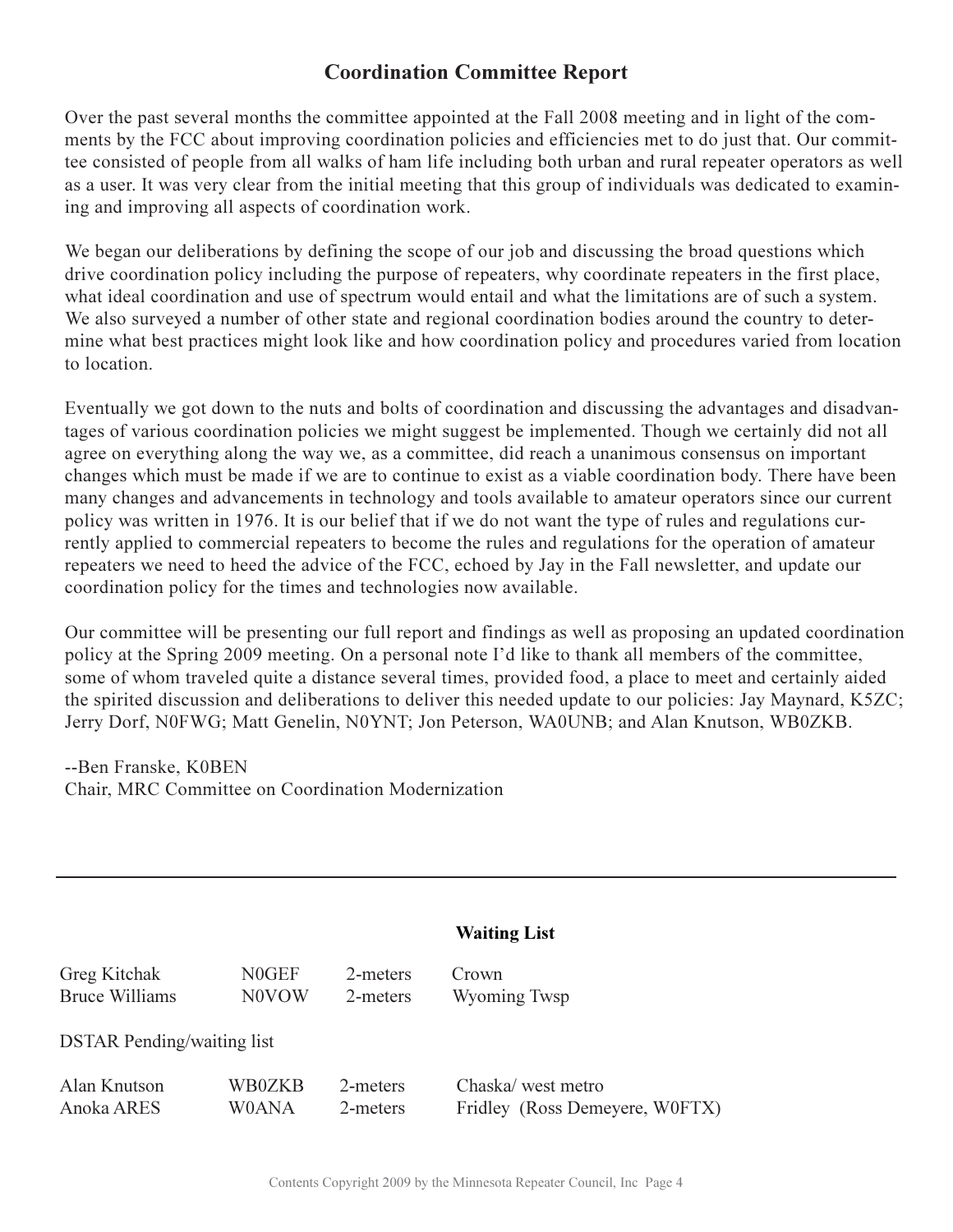## Coordination Committee Report

Over the past several months the committee appointed at the Fall 2008 meeting and in light of the comments by the FCC about improving coordination policies and efficiencies met to do just that. Our committee consisted of people from all walks of ham life including both urban and rural repeater operators as well as a user. It was very clear from the initial meeting that this group of individuals was dedicated to examining and improving all aspects of coordination work.

We began our deliberations by defining the scope of our job and discussing the broad questions which drive coordination policy including the purpose of repeaters, why coordinate repeaters in the first place, what ideal coordination and use of spectrum would entail and what the limitations are of such a system. We also surveyed a number of other state and regional coordination bodies around the country to determine what best practices might look like and how coordination policy and procedures varied from location to location.

Eventually we got down to the nuts and bolts of coordination and discussing the advantages and disadvantages of various coordination policies we might suggest be implemented. Though we certainly did not all agree on everything along the way we, as a committee, did reach a unanimous consensus on important changes which must be made if we are to continue to exist as a viable coordination body. There have been many changes and advancements in technology and tools available to amateur operators since our current policy was written in 1976. It is our belief that if we do not want the type of rules and regulations currently applied to commercial repeaters to become the rules and regulations for the operation of amateur repeaters we need to heed the advice of the FCC, echoed by Jay in the Fall newsletter, and update our coordination policy for the times and technologies now available.

Our committee will be presenting our full report and findings as well as proposing an updated coordination policy at the Spring 2009 meeting. On a personal note I'd like to thank all members of the committee, some of whom traveled quite a distance several times, provided food, a place to meet and certainly aided the spirited discussion and deliberations to deliver this needed update to our policies: Jay Maynard, K5ZC; Jerry Dorf, N0FWG; Matt Genelin, N0YNT; Jon Peterson, WA0UNB; and Alan Knutson, WB0ZKB.

--Ben Franske, K0BEN
Chair, MRC Committee on Coordination Modernization

---

### Waiting List

| | | | |
|---|---|---|---|
| Greg Kitchak | N0GEF | 2-meters | Crown |
| Bruce Williams | N0VOW | 2-meters | Wyoming Twsp |

DSTAR Pending/waiting list

| | | | |
|---|---|---|---|
| Alan Knutson | WB0ZKB | 2-meters | Chaska/ west metro |
| Anoka ARES | W0ANA | 2-meters | Fridley (Ross Demeyere, W0FTX) |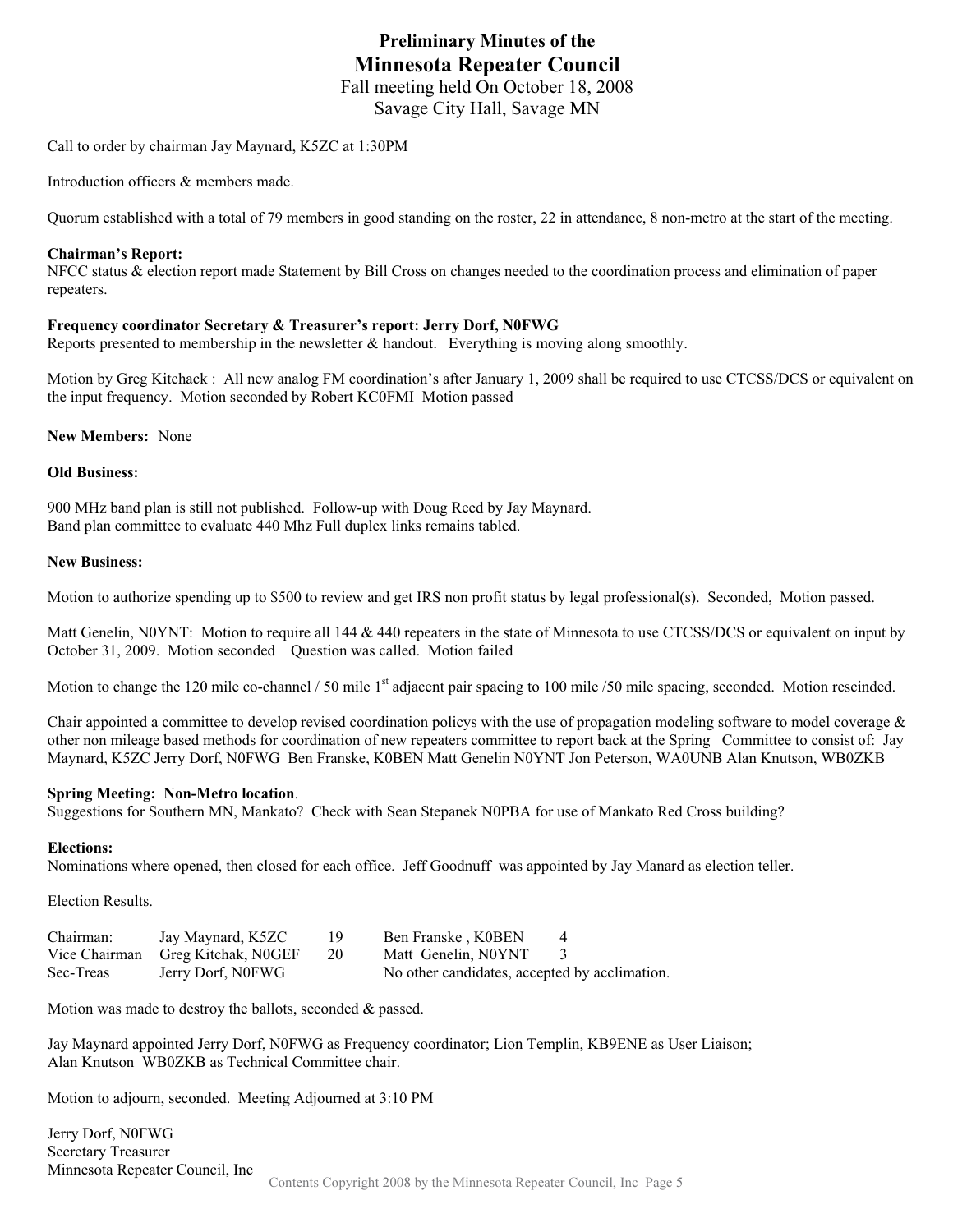# Preliminary Minutes of the
# Minnesota Repeater Council
Fall meeting held On October 18, 2008
Savage City Hall, Savage MN

Call to order by chairman Jay Maynard, K5ZC at 1:30PM

Introduction officers & members made.

Quorum established with a total of 79 members in good standing on the roster, 22 in attendance, 8 non-metro at the start of the meeting.

**Chairman's Report:**
NFCC status & election report made Statement by Bill Cross on changes needed to the coordination process and elimination of paper repeaters.

**Frequency coordinator Secretary & Treasurer's report: Jerry Dorf, N0FWG**
Reports presented to membership in the newsletter & handout. Everything is moving along smoothly.

Motion by Greg Kitchack : All new analog FM coordination's after January 1, 2009 shall be required to use CTCSS/DCS or equivalent on the input frequency. Motion seconded by Robert KC0FMI Motion passed

**New Members:** None

**Old Business:**

900 MHz band plan is still not published. Follow-up with Doug Reed by Jay Maynard.
Band plan committee to evaluate 440 Mhz Full duplex links remains tabled.

**New Business:**

Motion to authorize spending up to $500 to review and get IRS non profit status by legal professional(s). Seconded, Motion passed.

Matt Genelin, N0YNT: Motion to require all 144 & 440 repeaters in the state of Minnesota to use CTCSS/DCS or equivalent on input by October 31, 2009. Motion seconded Question was called. Motion failed

Motion to change the 120 mile co-channel / 50 mile 1st adjacent pair spacing to 100 mile /50 mile spacing, seconded. Motion rescinded.

Chair appointed a committee to develop revised coordination policys with the use of propagation modeling software to model coverage & other non mileage based methods for coordination of new repeaters committee to report back at the Spring Committee to consist of: Jay Maynard, K5ZC Jerry Dorf, N0FWG Ben Franske, K0BEN Matt Genelin N0YNT Jon Peterson, WA0UNB Alan Knutson, WB0ZKB

**Spring Meeting: Non-Metro location**.
Suggestions for Southern MN, Mankato? Check with Sean Stepanek N0PBA for use of Mankato Red Cross building?

**Elections:**
Nominations where opened, then closed for each office. Jeff Goodnuff was appointed by Jay Manard as election teller.

Election Results.

| | | | | |
|---|---|---|---|---|
| Chairman: | Jay Maynard, K5ZC | 19 | Ben Franske , K0BEN | 4 |
| Vice Chairman | Greg Kitchak, N0GEF | 20 | Matt Genelin, N0YNT | 3 |
| Sec-Treas | Jerry Dorf, N0FWG | | No other candidates, accepted by acclimation. | |

Motion was made to destroy the ballots, seconded & passed.

Jay Maynard appointed Jerry Dorf, N0FWG as Frequency coordinator; Lion Templin, KB9ENE as User Liaison;
Alan Knutson WB0ZKB as Technical Committee chair.

Motion to adjourn, seconded. Meeting Adjourned at 3:10 PM

Jerry Dorf, N0FWG
Secretary Treasurer
Minnesota Repeater Council, Inc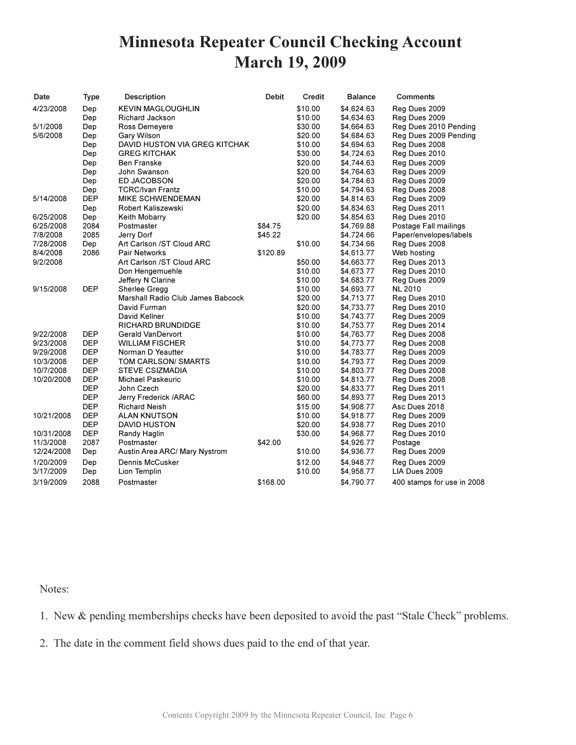# Minnesota Repeater Council Checking Account
# March 19, 2009

| Date | Type | Description | Debit | Credit | Balance | Comments |
|---|---|---|---|---|---|---|
| 4/23/2008 | Dep | KEVIN MAGLOUGHLIN | | $10.00 | $4,624.63 | Reg Dues 2009 |
| | Dep | Richard Jackson | | $10.00 | $4,634.63 | Reg Dues 2009 |
| 5/1/2008 | Dep | Ross Demeyere | | $30.00 | $4,664.63 | Reg Dues 2010 Pending |
| 5/6/2008 | Dep | Gary Wilson | | $20.00 | $4,684.63 | Reg Dues 2009 Pending |
| | Dep | DAVID HUSTON VIA GREG KITCHAK | | $10.00 | $4,694.63 | Reg Dues 2008 |
| | Dep | GREG KITCHAK | | $30.00 | $4,724.63 | Reg Dues 2010 |
| | Dep | Ben Franske | | $20.00 | $4,744.63 | Reg Dues 2009 |
| | Dep | John Swanson | | $20.00 | $4,764.63 | Reg Dues 2009 |
| | Dep | ED JACOBSON | | $20.00 | $4,784.63 | Reg Dues 2009 |
| | Dep | TCRC/Ivan Frantz | | $10.00 | $4,794.63 | Reg Dues 2008 |
| 5/14/2008 | DEP | MIKE SCHWENDEMAN | | $20.00 | $4,814.63 | Reg Dues 2009 |
| | Dep | Robert Kaliszewski | | $20.00 | $4,834.63 | Reg Dues 2011 |
| 6/25/2008 | Dep | Keith Mobarry | | $20.00 | $4,854.63 | Reg Dues 2010 |
| 6/25/2008 | 2084 | Postmaster | $84.75 | | $4,769.88 | Postage Fall mailings |
| 7/8/2008 | 2085 | Jerry Dorf | $45.22 | | $4,724.66 | Paper/envelopes/labels |
| 7/28/2008 | Dep | Art Carlson /ST Cloud ARC | | $10.00 | $4,734.66 | Reg Dues 2008 |
| 8/4/2008 | 2086 | Pair Networks | $120.89 | | $4,613.77 | Web hosting |
| 9/2/2008 | | Art Carlson /ST Cloud ARC | | $50.00 | $4,663.77 | Reg Dues 2013 |
| | | Don Hengemuehle | | $10.00 | $4,673.77 | Reg Dues 2010 |
| | | Jeffery N Clarine | | $10.00 | $4,683.77 | Reg Dues 2009 |
| 9/15/2008 | DEP | Sherlee Gregg | | $10.00 | $4,693.77 | NL 2010 |
| | | Marshall Radio Club James Babcock | | $20.00 | $4,713.77 | Reg Dues 2010 |
| | | David Furman | | $20.00 | $4,733.77 | Reg Dues 2010 |
| | | David Kellner | | $10.00 | $4,743.77 | Reg Dues 2009 |
| | | RICHARD BRUNDIDGE | | $10.00 | $4,753.77 | Reg Dues 2014 |
| 9/22/2008 | DEP | Gerald VanDervort | | $10.00 | $4,763.77 | Reg Dues 2008 |
| 9/23/2008 | DEP | WILLIAM FISCHER | | $10.00 | $4,773.77 | Reg Dues 2008 |
| 9/29/2008 | DEP | Norman D Yeautter | | $10.00 | $4,783.77 | Reg Dues 2009 |
| 10/3/2008 | DEP | TOM CARLSON/ SMARTS | | $10.00 | $4,793.77 | Reg Dues 2009 |
| 10/7/2008 | DEP | STEVE CSIZMADIA | | $10.00 | $4,803.77 | Reg Dues 2008 |
| 10/20/2008 | DEP | Michael Paskeuric | | $10.00 | $4,813.77 | Reg Dues 2008 |
| | DEP | John Czech | | $20.00 | $4,833.77 | Reg Dues 2011 |
| | DEP | Jerry Frederick /ARAC | | $60.00 | $4,893.77 | Reg Dues 2013 |
| | DEP | Richard Neish | | $15.00 | $4,908.77 | Asc Dues 2018 |
| 10/21/2008 | DEP | ALAN KNUTSON | | $10.00 | $4,918.77 | Reg Dues 2009 |
| | DEP | DAVID HUSTON | | $20.00 | $4,938.77 | Reg Dues 2010 |
| 10/31/2008 | DEP | Randy Haglin | | $30.00 | $4,968.77 | Reg Dues 2010 |
| 11/3/2008 | 2087 | Postmaster | $42.00 | | $4,926.77 | Postage |
| 12/24/2008 | Dep | Austin Area ARC/ Mary Nystrom | | $10.00 | $4,936.77 | Reg Dues 2009 |
| 1/20/2009 | Dep | Dennis McCusker | | $12.00 | $4,948.77 | Reg Dues 2009 |
| 3/17/2009 | Dep | Lion Templin | | $10.00 | $4,958.77 | LIA Dues 2009 |
| 3/19/2009 | 2088 | Postmaster | $168.00 | | $4,790.77 | 400 stamps for use in 2008 |

Notes:

1. New & pending memberships checks have been deposited to avoid the past "Stale Check" problems.

2. The date in the comment field shows dues paid to the end of that year.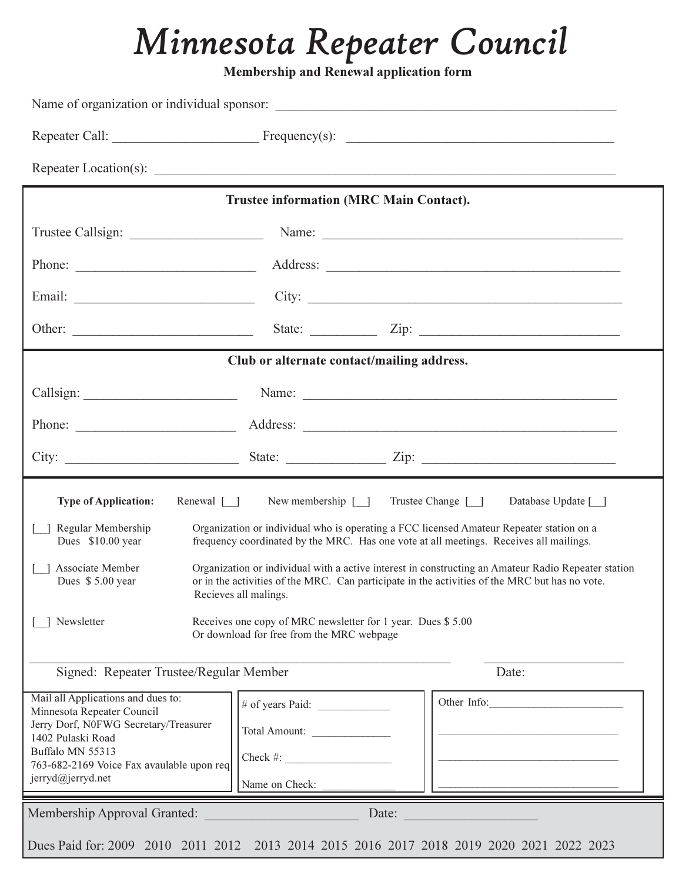# *Minnesota Repeater Council*

**Membership and Renewal application form**

Name of organization or individual sponsor: ____________________________________________________

Repeater Call: ______________________ Frequency(s): ________________________________________

Repeater Location(s): ______________________________________________________________________

**Trustee information (MRC Main Contact).**

Trustee Callsign: ____________________ Name: _____________________________________________

Phone: ___________________________ Address: ___________________________________________

Email: ___________________________ City: ______________________________________________

Other: ___________________________ State: __________ Zip: ______________________________

**Club or alternate contact/mailing address.**

Callsign: _______________________ Name: _______________________________________________

Phone: ________________________ Address: _____________________________________________

City: __________________________ State: _______________ Zip: ____________________________

**Type of Application:** Renewal [__] New membership [__] Trustee Change [__] Database Update [__]

[__] Regular Membership
Dues $10.00 year
Organization or individual who is operating a FCC licensed Amateur Repeater station on a frequency coordinated by the MRC. Has one vote at all meetings. Receives all mailings.

[__] Associate Member
Dues $ 5.00 year
Organization or individual with a active interest in constructing an Amateur Radio Repeater station or in the activities of the MRC. Can participate in the activities of the MRC but has no vote. Recieves all malings.

[__] Newsletter
Receives one copy of MRC newsletter for 1 year. Dues $ 5.00
Or download for free from the MRC webpage

_____________________________________________________________ ______________________

Signed: Repeater Trustee/Regular Member Date:

Mail all Applications and dues to:
Minnesota Repeater Council
Jerry Dorf, N0FWG Secretary/Treasurer
1402 Pulaski Road
Buffalo MN 55313
763-682-2169 Voice Fax avaulable upon req
jerryd@jerryd.net

# of years Paid: ____________

Total Amount: ______________

Check #: __________________

Name on Check: _____________

Other Info:________________________

________________________________

________________________________

________________________________

Membership Approval Granted: _______________________ Date: ____________________

Dues Paid for: 2009 2010 2011 2012 2013 2014 2015 2016 2017 2018 2019 2020 2021 2022 2023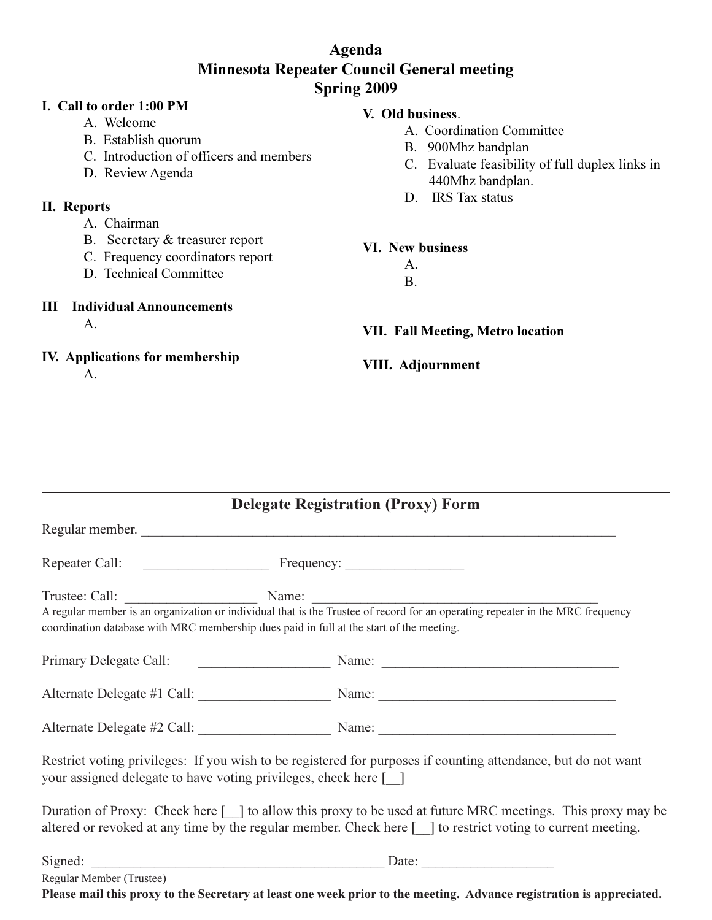# Agenda
# Minnesota Repeater Council General meeting
# Spring 2009

**I. Call to order 1:00 PM**

- A. Welcome
- B. Establish quorum
- C. Introduction of officers and members
- D. Review Agenda

**II. Reports**

- A. Chairman
- B. Secretary & treasurer report
- C. Frequency coordinators report
- D. Technical Committee

**III Individual Announcements**

- A.

**IV. Applications for membership**

- A.

**V. Old business**.

- A. Coordination Committee
- B. 900Mhz bandplan
- C. Evaluate feasibility of full duplex links in 440Mhz bandplan.
- D. IRS Tax status

**VI. New business**

- A.
- B.

**VII. Fall Meeting, Metro location**

**VIII. Adjournment**

---

## Delegate Registration (Proxy) Form

Regular member. ______________________________________________________________________

Repeater Call: __________________ Frequency: _________________

Trustee: Call: ___________________ Name: __________________________________________

A regular member is an organization or individual that is the Trustee of record for an operating repeater in the MRC frequency coordination database with MRC membership dues paid in full at the start of the meeting.

Primary Delegate Call: ___________________ Name: ___________________________________

Alternate Delegate #1 Call: ___________________ Name: ___________________________________

Alternate Delegate #2 Call: ___________________ Name: ___________________________________

Restrict voting privileges: If you wish to be registered for purposes if counting attendance, but do not want your assigned delegate to have voting privileges, check here [__]

Duration of Proxy: Check here [__] to allow this proxy to be used at future MRC meetings. This proxy may be altered or revoked at any time by the regular member. Check here [__] to restrict voting to current meeting.

Signed: __________________________________________ Date: ___________________

Regular Member (Trustee)

**Please mail this proxy to the Secretary at least one week prior to the meeting. Advance registration is appreciated.**